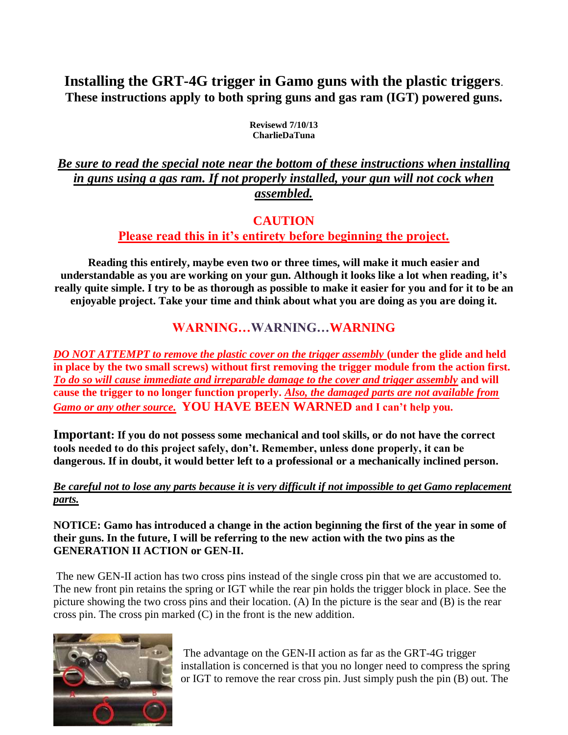# Installing the GRT-4G trigger in Gamo guns with the plastic triggers.

**These instructions apply to both spring guns and gas ram (IGT) powered guns.**

**Revisewd 7/10/13**
**CharlieDaTuna**

***Be sure to read the special note near the bottom of these instructions when installing in guns using a gas ram. If not properly installed, your gun will not cock when assembled.***

## CAUTION

**Please read this in it's entirety before beginning the project.**

**Reading this entirely, maybe even two or three times, will make it much easier and understandable as you are working on your gun. Although it looks like a lot when reading, it's really quite simple. I try to be as thorough as possible to make it easier for you and for it to be an enjoyable project. Take your time and think about what you are doing as you are doing it.**

## WARNING…WARNING…WARNING

***DO NOT ATTEMPT to remove the plastic cover on the trigger assembly*** **(under the glide and held in place by the two small screws) without first removing the trigger module from the action first.** ***To do so will cause immediate and irreparable damage to the cover and trigger assembly*** **and will cause the trigger to no longer function properly.** ***Also, the damaged parts are not available from Gamo or any other source.*** **YOU HAVE BEEN WARNED and I can't help you.**

**Important: If you do not possess some mechanical and tool skills, or do not have the correct tools needed to do this project safely, don't. Remember, unless done properly, it can be dangerous. If in doubt, it would better left to a professional or a mechanically inclined person.**

***Be careful not to lose any parts because it is very difficult if not impossible to get Gamo replacement parts.***

**NOTICE: Gamo has introduced a change in the action beginning the first of the year in some of their guns. In the future, I will be referring to the new action with the two pins as the GENERATION II ACTION or GEN-II.**

The new GEN-II action has two cross pins instead of the single cross pin that we are accustomed to. The new front pin retains the spring or IGT while the rear pin holds the trigger block in place. See the picture showing the two cross pins and their location. (A) In the picture is the sear and (B) is the rear cross pin. The cross pin marked (C) in the front is the new addition.

The advantage on the GEN-II action as far as the GRT-4G trigger installation is concerned is that you no longer need to compress the spring or IGT to remove the rear cross pin. Just simply push the pin (B) out. The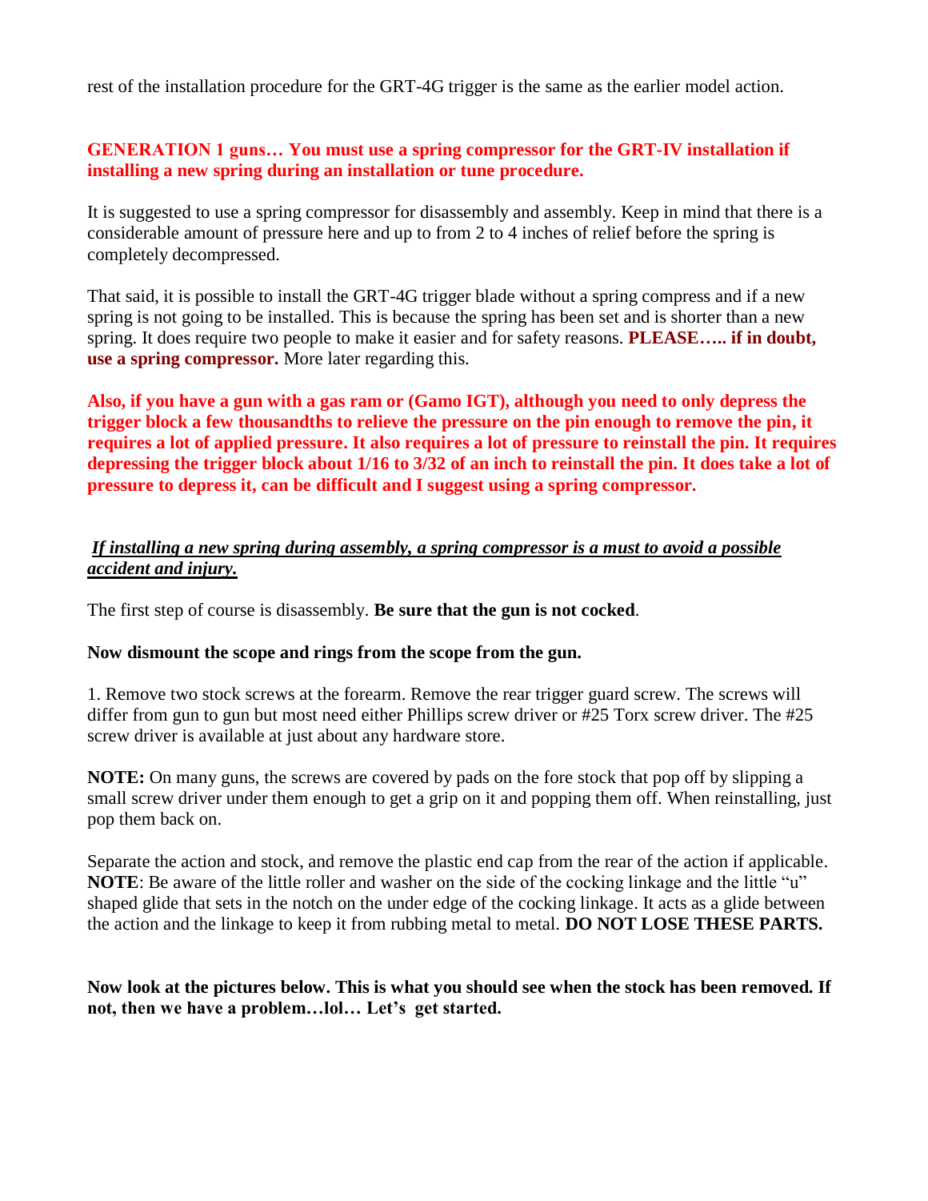rest of the installation procedure for the GRT-4G trigger is the same as the earlier model action.

**GENERATION 1 guns… You must use a spring compressor for the GRT-IV installation if installing a new spring during an installation or tune procedure.**

It is suggested to use a spring compressor for disassembly and assembly. Keep in mind that there is a considerable amount of pressure here and up to from 2 to 4 inches of relief before the spring is completely decompressed.

That said, it is possible to install the GRT-4G trigger blade without a spring compress and if a new spring is not going to be installed. This is because the spring has been set and is shorter than a new spring. It does require two people to make it easier and for safety reasons. **PLEASE….. if in doubt, use a spring compressor.** More later regarding this.

**Also, if you have a gun with a gas ram or (Gamo IGT), although you need to only depress the trigger block a few thousandths to relieve the pressure on the pin enough to remove the pin, it requires a lot of applied pressure. It also requires a lot of pressure to reinstall the pin. It requires depressing the trigger block about 1/16 to 3/32 of an inch to reinstall the pin. It does take a lot of pressure to depress it, can be difficult and I suggest using a spring compressor.**

***If installing a new spring during assembly, a spring compressor is a must to avoid a possible accident and injury.***

The first step of course is disassembly. **Be sure that the gun is not cocked**.

**Now dismount the scope and rings from the scope from the gun.**

1. Remove two stock screws at the forearm. Remove the rear trigger guard screw. The screws will differ from gun to gun but most need either Phillips screw driver or #25 Torx screw driver. The #25 screw driver is available at just about any hardware store.

**NOTE:** On many guns, the screws are covered by pads on the fore stock that pop off by slipping a small screw driver under them enough to get a grip on it and popping them off. When reinstalling, just pop them back on.

Separate the action and stock, and remove the plastic end cap from the rear of the action if applicable. **NOTE**: Be aware of the little roller and washer on the side of the cocking linkage and the little "u" shaped glide that sets in the notch on the under edge of the cocking linkage. It acts as a glide between the action and the linkage to keep it from rubbing metal to metal. **DO NOT LOSE THESE PARTS.**

**Now look at the pictures below. This is what you should see when the stock has been removed. If not, then we have a problem…lol… Let's get started.**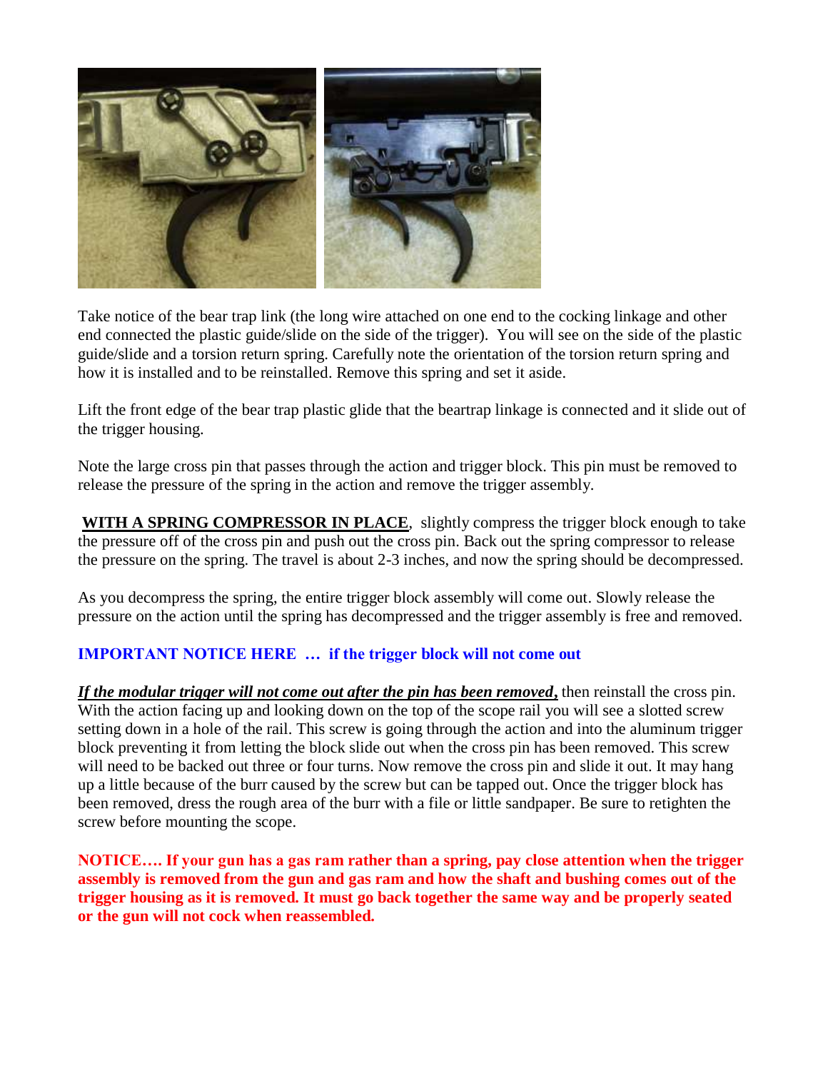Take notice of the bear trap link (the long wire attached on one end to the cocking linkage and other end connected the plastic guide/slide on the side of the trigger). You will see on the side of the plastic guide/slide and a torsion return spring. Carefully note the orientation of the torsion return spring and how it is installed and to be reinstalled. Remove this spring and set it aside.

Lift the front edge of the bear trap plastic glide that the beartrap linkage is connected and it slide out of the trigger housing.

Note the large cross pin that passes through the action and trigger block. This pin must be removed to release the pressure of the spring in the action and remove the trigger assembly.

**WITH A SPRING COMPRESSOR IN PLACE**, slightly compress the trigger block enough to take the pressure off of the cross pin and push out the cross pin. Back out the spring compressor to release the pressure on the spring. The travel is about 2-3 inches, and now the spring should be decompressed.

As you decompress the spring, the entire trigger block assembly will come out. Slowly release the pressure on the action until the spring has decompressed and the trigger assembly is free and removed.

**IMPORTANT NOTICE HERE … if the trigger block will not come out**

***If the modular trigger will not come out after the pin has been removed,*** then reinstall the cross pin. With the action facing up and looking down on the top of the scope rail you will see a slotted screw setting down in a hole of the rail. This screw is going through the action and into the aluminum trigger block preventing it from letting the block slide out when the cross pin has been removed. This screw will need to be backed out three or four turns. Now remove the cross pin and slide it out. It may hang up a little because of the burr caused by the screw but can be tapped out. Once the trigger block has been removed, dress the rough area of the burr with a file or little sandpaper. Be sure to retighten the screw before mounting the scope.

**NOTICE…. If your gun has a gas ram rather than a spring, pay close attention when the trigger assembly is removed from the gun and gas ram and how the shaft and bushing comes out of the trigger housing as it is removed. It must go back together the same way and be properly seated or the gun will not cock when reassembled.**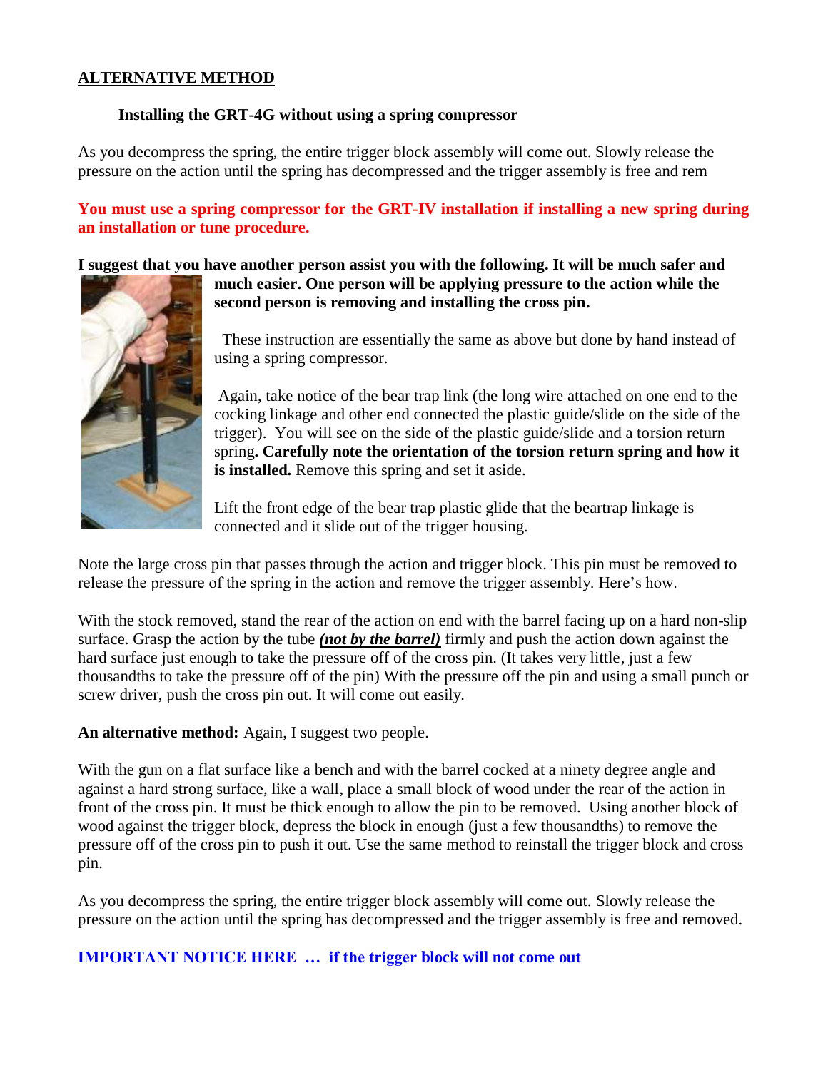## ALTERNATIVE METHOD

### Installing the GRT-4G without using a spring compressor

As you decompress the spring, the entire trigger block assembly will come out. Slowly release the pressure on the action until the spring has decompressed and the trigger assembly is free and rem

**You must use a spring compressor for the GRT-IV installation if installing a new spring during an installation or tune procedure.**

**I suggest that you have another person assist you with the following. It will be much safer and much easier. One person will be applying pressure to the action while the second person is removing and installing the cross pin.**

These instruction are essentially the same as above but done by hand instead of using a spring compressor.

Again, take notice of the bear trap link (the long wire attached on one end to the cocking linkage and other end connected the plastic guide/slide on the side of the trigger). You will see on the side of the plastic guide/slide and a torsion return spring**. Carefully note the orientation of the torsion return spring and how it is installed.** Remove this spring and set it aside.

Lift the front edge of the bear trap plastic glide that the beartrap linkage is connected and it slide out of the trigger housing.

Note the large cross pin that passes through the action and trigger block. This pin must be removed to release the pressure of the spring in the action and remove the trigger assembly. Here's how.

With the stock removed, stand the rear of the action on end with the barrel facing up on a hard non-slip surface. Grasp the action by the tube ***(not by the barrel)*** firmly and push the action down against the hard surface just enough to take the pressure off of the cross pin. (It takes very little, just a few thousandths to take the pressure off of the pin) With the pressure off the pin and using a small punch or screw driver, push the cross pin out. It will come out easily.

**An alternative method:** Again, I suggest two people.

With the gun on a flat surface like a bench and with the barrel cocked at a ninety degree angle and against a hard strong surface, like a wall, place a small block of wood under the rear of the action in front of the cross pin. It must be thick enough to allow the pin to be removed. Using another block of wood against the trigger block, depress the block in enough (just a few thousandths) to remove the pressure off of the cross pin to push it out. Use the same method to reinstall the trigger block and cross pin.

As you decompress the spring, the entire trigger block assembly will come out. Slowly release the pressure on the action until the spring has decompressed and the trigger assembly is free and removed.

**IMPORTANT NOTICE HERE … if the trigger block will not come out**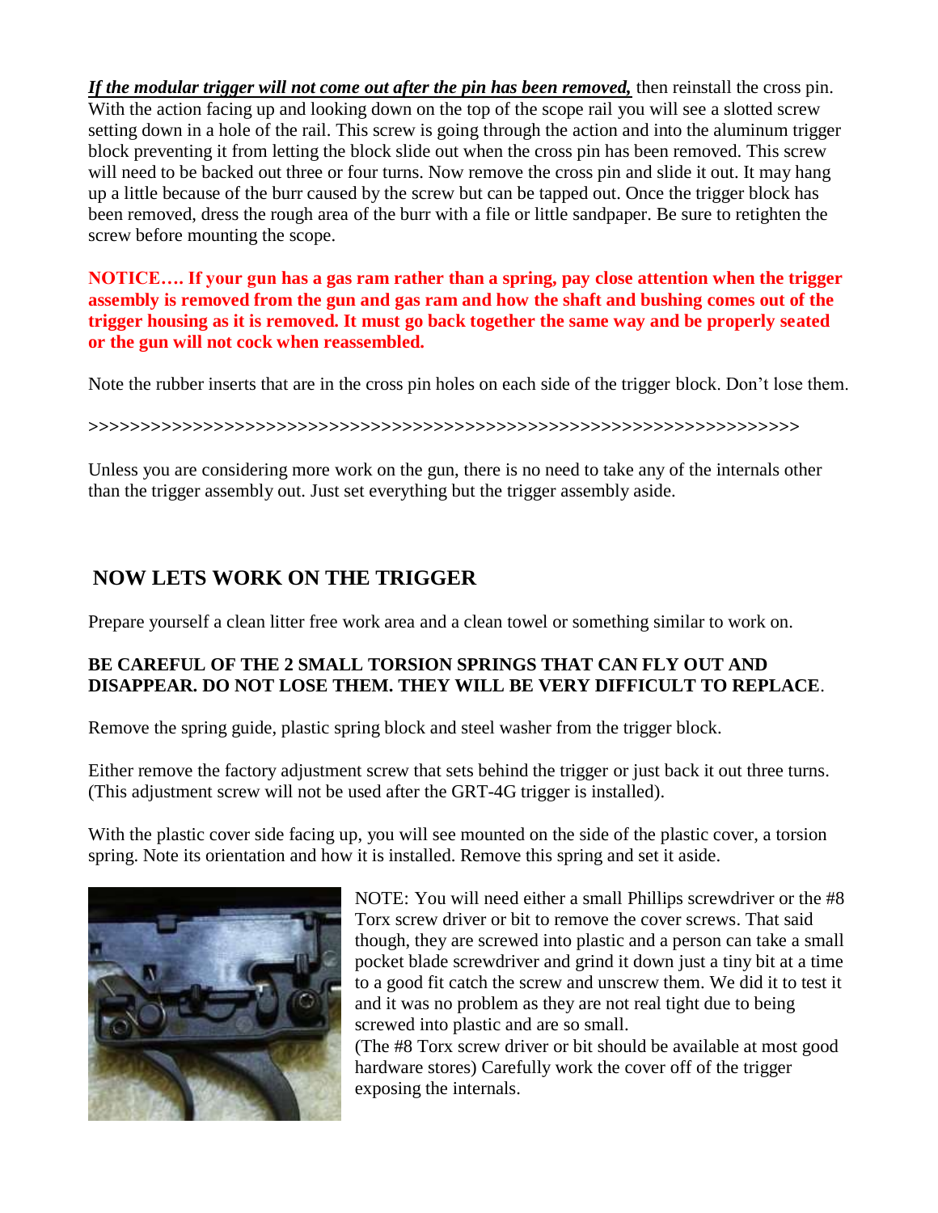***If the modular trigger will not come out after the pin has been removed,*** then reinstall the cross pin. With the action facing up and looking down on the top of the scope rail you will see a slotted screw setting down in a hole of the rail. This screw is going through the action and into the aluminum trigger block preventing it from letting the block slide out when the cross pin has been removed. This screw will need to be backed out three or four turns. Now remove the cross pin and slide it out. It may hang up a little because of the burr caused by the screw but can be tapped out. Once the trigger block has been removed, dress the rough area of the burr with a file or little sandpaper. Be sure to retighten the screw before mounting the scope.

**NOTICE…. If your gun has a gas ram rather than a spring, pay close attention when the trigger assembly is removed from the gun and gas ram and how the shaft and bushing comes out of the trigger housing as it is removed. It must go back together the same way and be properly seated or the gun will not cock when reassembled.**

Note the rubber inserts that are in the cross pin holes on each side of the trigger block. Don't lose them.

>>>>>>>>>>>>>>>>>>>>>>>>>>>>>>>>>>>>>>>>>>>>>>>>>>>>>>>>>>>>>>>>>>>>>>>>

Unless you are considering more work on the gun, there is no need to take any of the internals other than the trigger assembly out. Just set everything but the trigger assembly aside.

## NOW LETS WORK ON THE TRIGGER

Prepare yourself a clean litter free work area and a clean towel or something similar to work on.

**BE CAREFUL OF THE 2 SMALL TORSION SPRINGS THAT CAN FLY OUT AND DISAPPEAR. DO NOT LOSE THEM. THEY WILL BE VERY DIFFICULT TO REPLACE**.

Remove the spring guide, plastic spring block and steel washer from the trigger block.

Either remove the factory adjustment screw that sets behind the trigger or just back it out three turns. (This adjustment screw will not be used after the GRT-4G trigger is installed).

With the plastic cover side facing up, you will see mounted on the side of the plastic cover, a torsion spring. Note its orientation and how it is installed. Remove this spring and set it aside.

NOTE: You will need either a small Phillips screwdriver or the #8 Torx screw driver or bit to remove the cover screws. That said though, they are screwed into plastic and a person can take a small pocket blade screwdriver and grind it down just a tiny bit at a time to a good fit catch the screw and unscrew them. We did it to test it and it was no problem as they are not real tight due to being screwed into plastic and are so small.
(The #8 Torx screw driver or bit should be available at most good hardware stores) Carefully work the cover off of the trigger exposing the internals.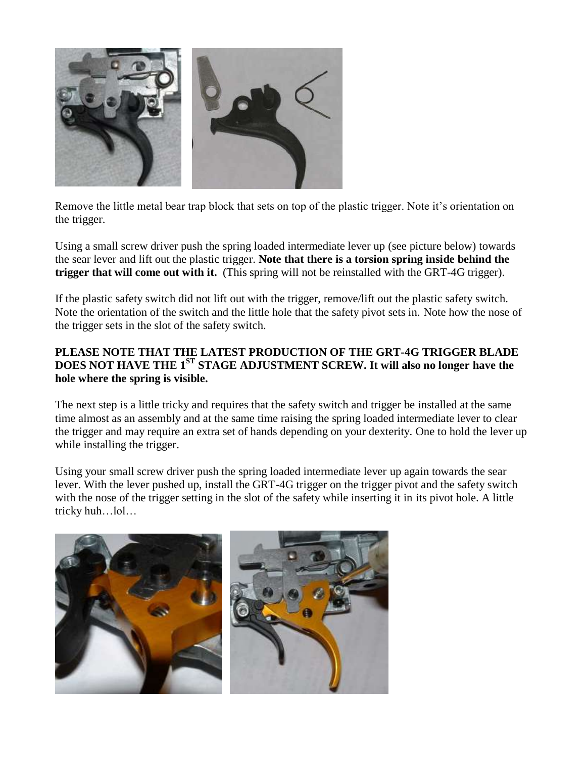Remove the little metal bear trap block that sets on top of the plastic trigger. Note it's orientation on the trigger.

Using a small screw driver push the spring loaded intermediate lever up (see picture below) towards the sear lever and lift out the plastic trigger. **Note that there is a torsion spring inside behind the trigger that will come out with it.** (This spring will not be reinstalled with the GRT-4G trigger).

If the plastic safety switch did not lift out with the trigger, remove/lift out the plastic safety switch. Note the orientation of the switch and the little hole that the safety pivot sets in. Note how the nose of the trigger sets in the slot of the safety switch.

**PLEASE NOTE THAT THE LATEST PRODUCTION OF THE GRT-4G TRIGGER BLADE DOES NOT HAVE THE 1ST STAGE ADJUSTMENT SCREW. It will also no longer have the hole where the spring is visible.**

The next step is a little tricky and requires that the safety switch and trigger be installed at the same time almost as an assembly and at the same time raising the spring loaded intermediate lever to clear the trigger and may require an extra set of hands depending on your dexterity. One to hold the lever up while installing the trigger.

Using your small screw driver push the spring loaded intermediate lever up again towards the sear lever. With the lever pushed up, install the GRT-4G trigger on the trigger pivot and the safety switch with the nose of the trigger setting in the slot of the safety while inserting it in its pivot hole. A little tricky huh…lol…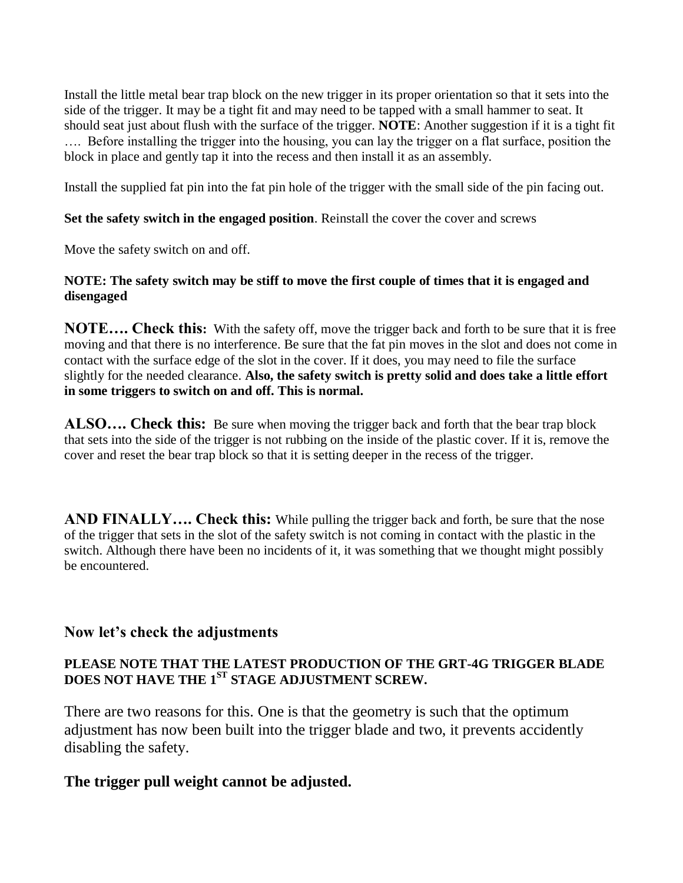Install the little metal bear trap block on the new trigger in its proper orientation so that it sets into the side of the trigger. It may be a tight fit and may need to be tapped with a small hammer to seat. It should seat just about flush with the surface of the trigger. **NOTE**: Another suggestion if it is a tight fit …. Before installing the trigger into the housing, you can lay the trigger on a flat surface, position the block in place and gently tap it into the recess and then install it as an assembly.

Install the supplied fat pin into the fat pin hole of the trigger with the small side of the pin facing out.

**Set the safety switch in the engaged position**. Reinstall the cover the cover and screws

Move the safety switch on and off.

**NOTE: The safety switch may be stiff to move the first couple of times that it is engaged and disengaged**

**NOTE…. Check this:** With the safety off, move the trigger back and forth to be sure that it is free moving and that there is no interference. Be sure that the fat pin moves in the slot and does not come in contact with the surface edge of the slot in the cover. If it does, you may need to file the surface slightly for the needed clearance. **Also, the safety switch is pretty solid and does take a little effort in some triggers to switch on and off. This is normal.**

**ALSO…. Check this:** Be sure when moving the trigger back and forth that the bear trap block that sets into the side of the trigger is not rubbing on the inside of the plastic cover. If it is, remove the cover and reset the bear trap block so that it is setting deeper in the recess of the trigger.

**AND FINALLY…. Check this:** While pulling the trigger back and forth, be sure that the nose of the trigger that sets in the slot of the safety switch is not coming in contact with the plastic in the switch. Although there have been no incidents of it, it was something that we thought might possibly be encountered.

### Now let's check the adjustments

**PLEASE NOTE THAT THE LATEST PRODUCTION OF THE GRT-4G TRIGGER BLADE DOES NOT HAVE THE 1ST STAGE ADJUSTMENT SCREW.**

There are two reasons for this. One is that the geometry is such that the optimum adjustment has now been built into the trigger blade and two, it prevents accidently disabling the safety.

### The trigger pull weight cannot be adjusted.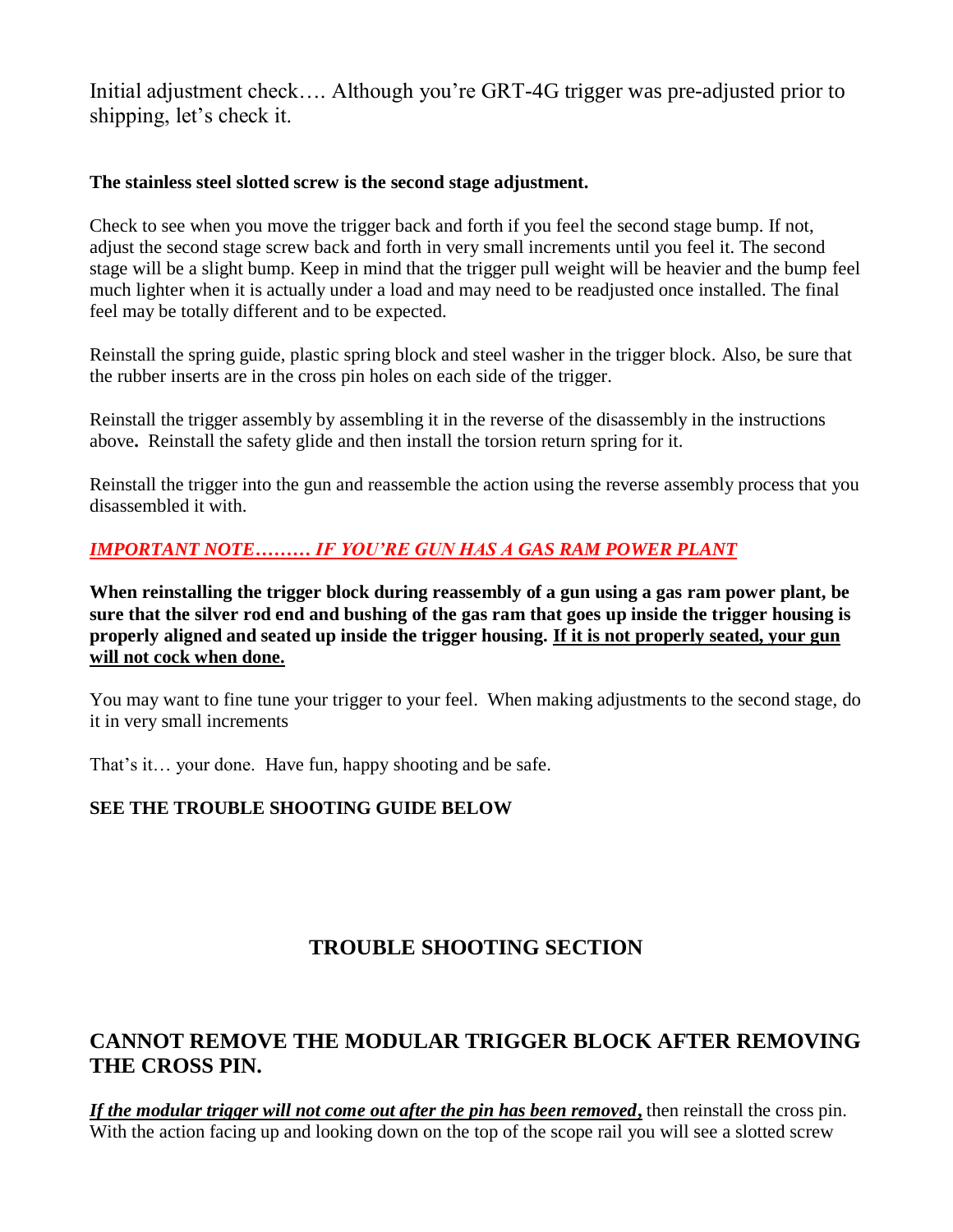Initial adjustment check…. Although you're GRT-4G trigger was pre-adjusted prior to shipping, let's check it.

**The stainless steel slotted screw is the second stage adjustment.**

Check to see when you move the trigger back and forth if you feel the second stage bump. If not, adjust the second stage screw back and forth in very small increments until you feel it. The second stage will be a slight bump. Keep in mind that the trigger pull weight will be heavier and the bump feel much lighter when it is actually under a load and may need to be readjusted once installed. The final feel may be totally different and to be expected.

Reinstall the spring guide, plastic spring block and steel washer in the trigger block. Also, be sure that the rubber inserts are in the cross pin holes on each side of the trigger.

Reinstall the trigger assembly by assembling it in the reverse of the disassembly in the instructions above**.** Reinstall the safety glide and then install the torsion return spring for it.

Reinstall the trigger into the gun and reassemble the action using the reverse assembly process that you disassembled it with.

***IMPORTANT NOTE……… IF YOU'RE GUN HAS A GAS RAM POWER PLANT***

**When reinstalling the trigger block during reassembly of a gun using a gas ram power plant, be sure that the silver rod end and bushing of the gas ram that goes up inside the trigger housing is properly aligned and seated up inside the trigger housing. If it is not properly seated, your gun will not cock when done.**

You may want to fine tune your trigger to your feel. When making adjustments to the second stage, do it in very small increments

That's it… your done. Have fun, happy shooting and be safe.

**SEE THE TROUBLE SHOOTING GUIDE BELOW**

## TROUBLE SHOOTING SECTION

## CANNOT REMOVE THE MODULAR TRIGGER BLOCK AFTER REMOVING THE CROSS PIN.

***If the modular trigger will not come out after the pin has been removed*,** then reinstall the cross pin. With the action facing up and looking down on the top of the scope rail you will see a slotted screw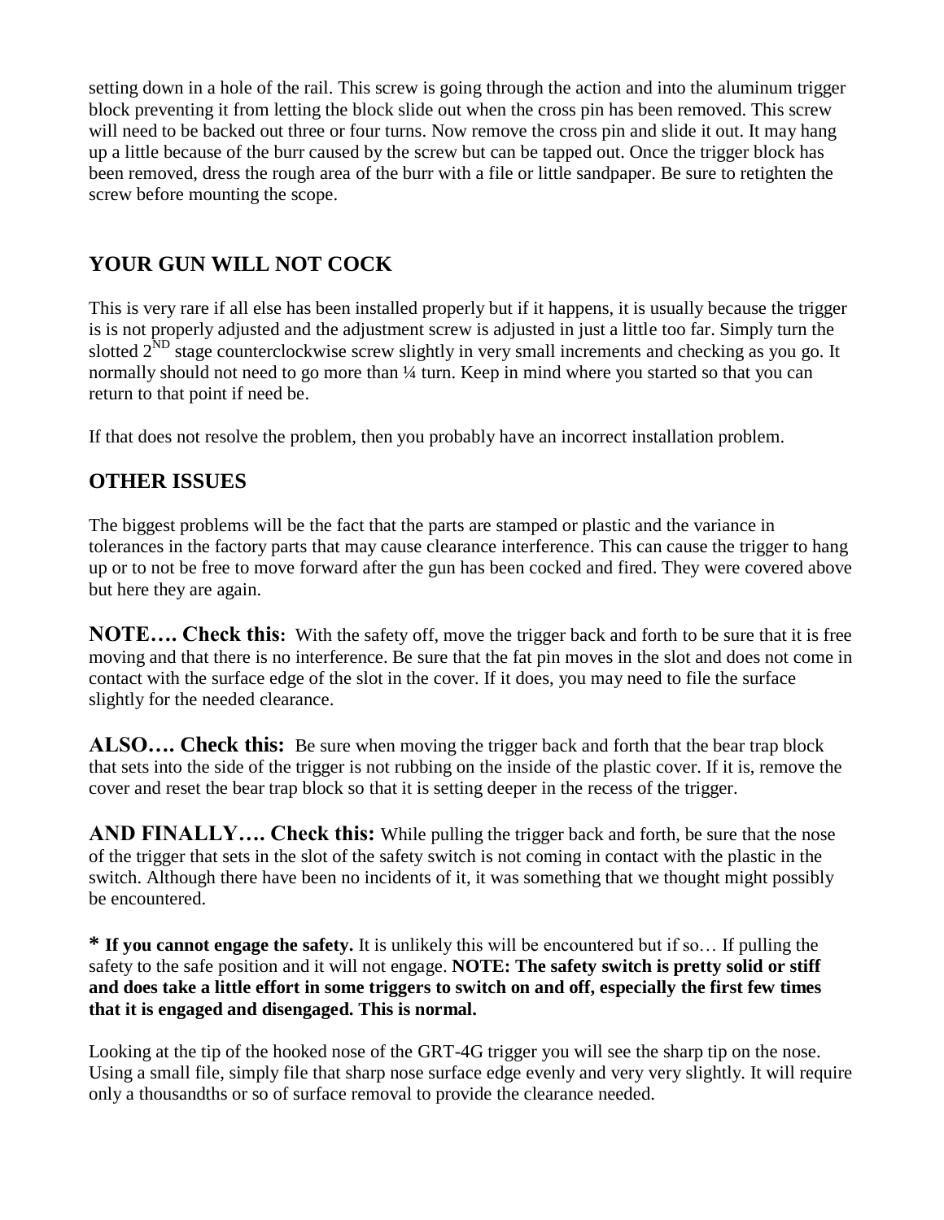setting down in a hole of the rail. This screw is going through the action and into the aluminum trigger block preventing it from letting the block slide out when the cross pin has been removed. This screw will need to be backed out three or four turns. Now remove the cross pin and slide it out. It may hang up a little because of the burr caused by the screw but can be tapped out. Once the trigger block has been removed, dress the rough area of the burr with a file or little sandpaper. Be sure to retighten the screw before mounting the scope.

## YOUR GUN WILL NOT COCK

This is very rare if all else has been installed properly but if it happens, it is usually because the trigger is is not properly adjusted and the adjustment screw is adjusted in just a little too far. Simply turn the slotted 2$^{ND}$ stage counterclockwise screw slightly in very small increments and checking as you go. It normally should not need to go more than ¼ turn. Keep in mind where you started so that you can return to that point if need be.

If that does not resolve the problem, then you probably have an incorrect installation problem.

## OTHER ISSUES

The biggest problems will be the fact that the parts are stamped or plastic and the variance in tolerances in the factory parts that may cause clearance interference. This can cause the trigger to hang up or to not be free to move forward after the gun has been cocked and fired. They were covered above but here they are again.

**NOTE…. Check this:** With the safety off, move the trigger back and forth to be sure that it is free moving and that there is no interference. Be sure that the fat pin moves in the slot and does not come in contact with the surface edge of the slot in the cover. If it does, you may need to file the surface slightly for the needed clearance.

**ALSO…. Check this:** Be sure when moving the trigger back and forth that the bear trap block that sets into the side of the trigger is not rubbing on the inside of the plastic cover. If it is, remove the cover and reset the bear trap block so that it is setting deeper in the recess of the trigger.

**AND FINALLY…. Check this:** While pulling the trigger back and forth, be sure that the nose of the trigger that sets in the slot of the safety switch is not coming in contact with the plastic in the switch. Although there have been no incidents of it, it was something that we thought might possibly be encountered.

**\* If you cannot engage the safety.** It is unlikely this will be encountered but if so… If pulling the safety to the safe position and it will not engage. **NOTE: The safety switch is pretty solid or stiff and does take a little effort in some triggers to switch on and off, especially the first few times that it is engaged and disengaged. This is normal.**

Looking at the tip of the hooked nose of the GRT-4G trigger you will see the sharp tip on the nose. Using a small file, simply file that sharp nose surface edge evenly and very very slightly. It will require only a thousandths or so of surface removal to provide the clearance needed.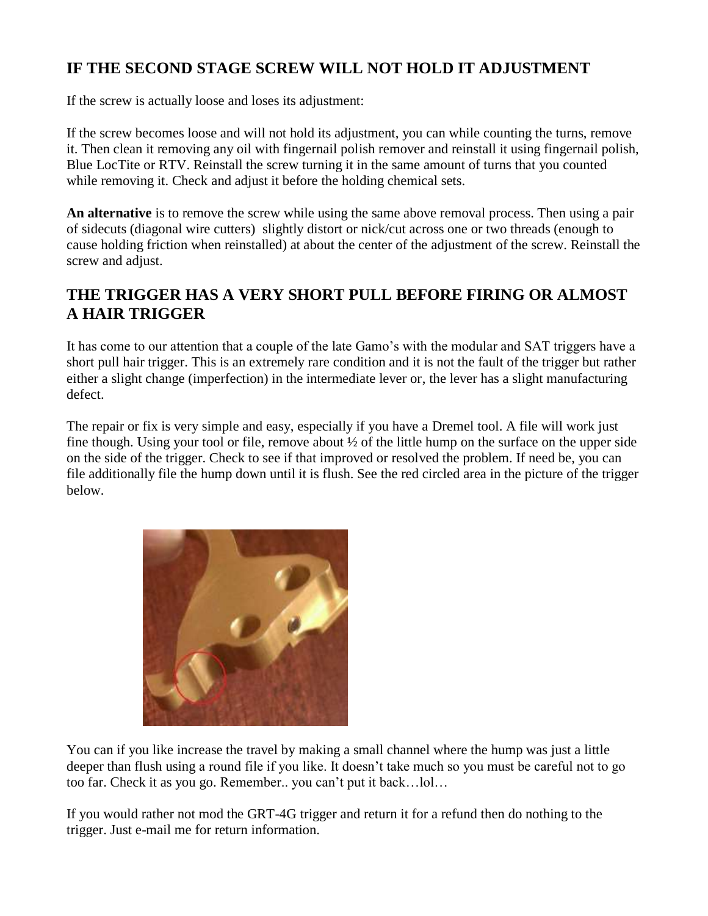## IF THE SECOND STAGE SCREW WILL NOT HOLD IT ADJUSTMENT

If the screw is actually loose and loses its adjustment:

If the screw becomes loose and will not hold its adjustment, you can while counting the turns, remove it. Then clean it removing any oil with fingernail polish remover and reinstall it using fingernail polish, Blue LocTite or RTV. Reinstall the screw turning it in the same amount of turns that you counted while removing it. Check and adjust it before the holding chemical sets.

**An alternative** is to remove the screw while using the same above removal process. Then using a pair of sidecuts (diagonal wire cutters) slightly distort or nick/cut across one or two threads (enough to cause holding friction when reinstalled) at about the center of the adjustment of the screw. Reinstall the screw and adjust.

## THE TRIGGER HAS A VERY SHORT PULL BEFORE FIRING OR ALMOST A HAIR TRIGGER

It has come to our attention that a couple of the late Gamo's with the modular and SAT triggers have a short pull hair trigger. This is an extremely rare condition and it is not the fault of the trigger but rather either a slight change (imperfection) in the intermediate lever or, the lever has a slight manufacturing defect.

The repair or fix is very simple and easy, especially if you have a Dremel tool. A file will work just fine though. Using your tool or file, remove about ½ of the little hump on the surface on the upper side on the side of the trigger. Check to see if that improved or resolved the problem. If need be, you can file additionally file the hump down until it is flush. See the red circled area in the picture of the trigger below.

You can if you like increase the travel by making a small channel where the hump was just a little deeper than flush using a round file if you like. It doesn't take much so you must be careful not to go too far. Check it as you go. Remember.. you can't put it back…lol…

If you would rather not mod the GRT-4G trigger and return it for a refund then do nothing to the trigger. Just e-mail me for return information.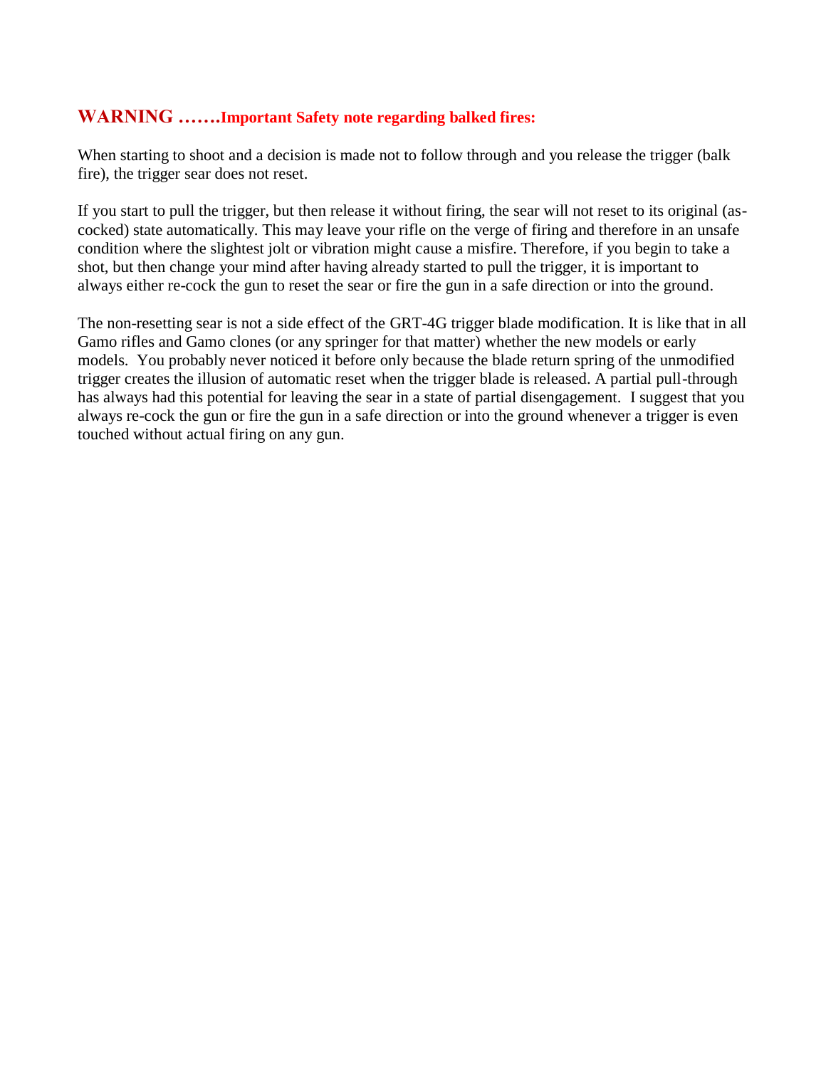## **WARNING …….Important Safety note regarding balked fires:**

When starting to shoot and a decision is made not to follow through and you release the trigger (balk fire), the trigger sear does not reset.

If you start to pull the trigger, but then release it without firing, the sear will not reset to its original (as-cocked) state automatically. This may leave your rifle on the verge of firing and therefore in an unsafe condition where the slightest jolt or vibration might cause a misfire. Therefore, if you begin to take a shot, but then change your mind after having already started to pull the trigger, it is important to always either re-cock the gun to reset the sear or fire the gun in a safe direction or into the ground.

The non-resetting sear is not a side effect of the GRT-4G trigger blade modification. It is like that in all Gamo rifles and Gamo clones (or any springer for that matter) whether the new models or early models. You probably never noticed it before only because the blade return spring of the unmodified trigger creates the illusion of automatic reset when the trigger blade is released. A partial pull-through has always had this potential for leaving the sear in a state of partial disengagement. I suggest that you always re-cock the gun or fire the gun in a safe direction or into the ground whenever a trigger is even touched without actual firing on any gun.